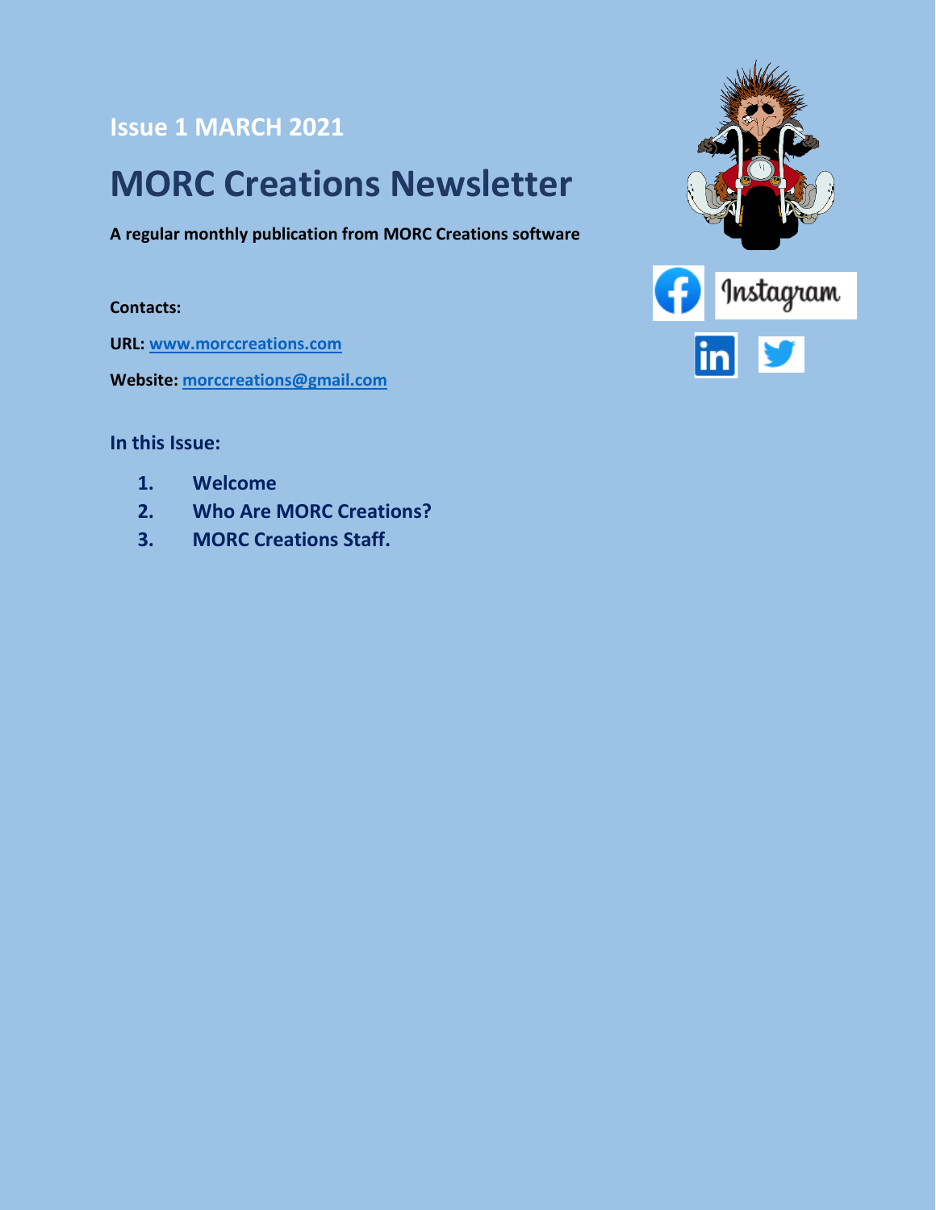## Issue 1 MARCH 2021

# MORC Creations Newsletter

**A regular monthly publication from MORC Creations software**

**Contacts:**

**URL:** www.morccreations.com

**Website:** morccreations@gmail.com

### In this Issue:

1. Welcome
2. Who Are MORC Creations?
3. MORC Creations Staff.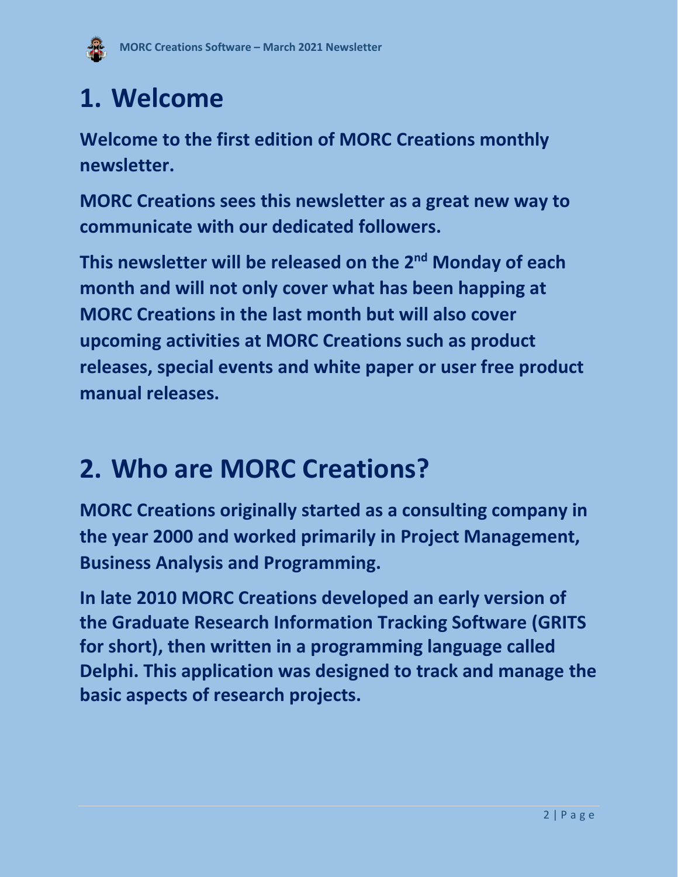# 1. Welcome

**Welcome to the first edition of MORC Creations monthly newsletter.**

**MORC Creations sees this newsletter as a great new way to communicate with our dedicated followers.**

**This newsletter will be released on the 2nd Monday of each month and will not only cover what has been happing at MORC Creations in the last month but will also cover upcoming activities at MORC Creations such as product releases, special events and white paper or user free product manual releases.**

# 2. Who are MORC Creations?

**MORC Creations originally started as a consulting company in the year 2000 and worked primarily in Project Management, Business Analysis and Programming.**

**In late 2010 MORC Creations developed an early version of the Graduate Research Information Tracking Software (GRITS for short), then written in a programming language called Delphi. This application was designed to track and manage the basic aspects of research projects.**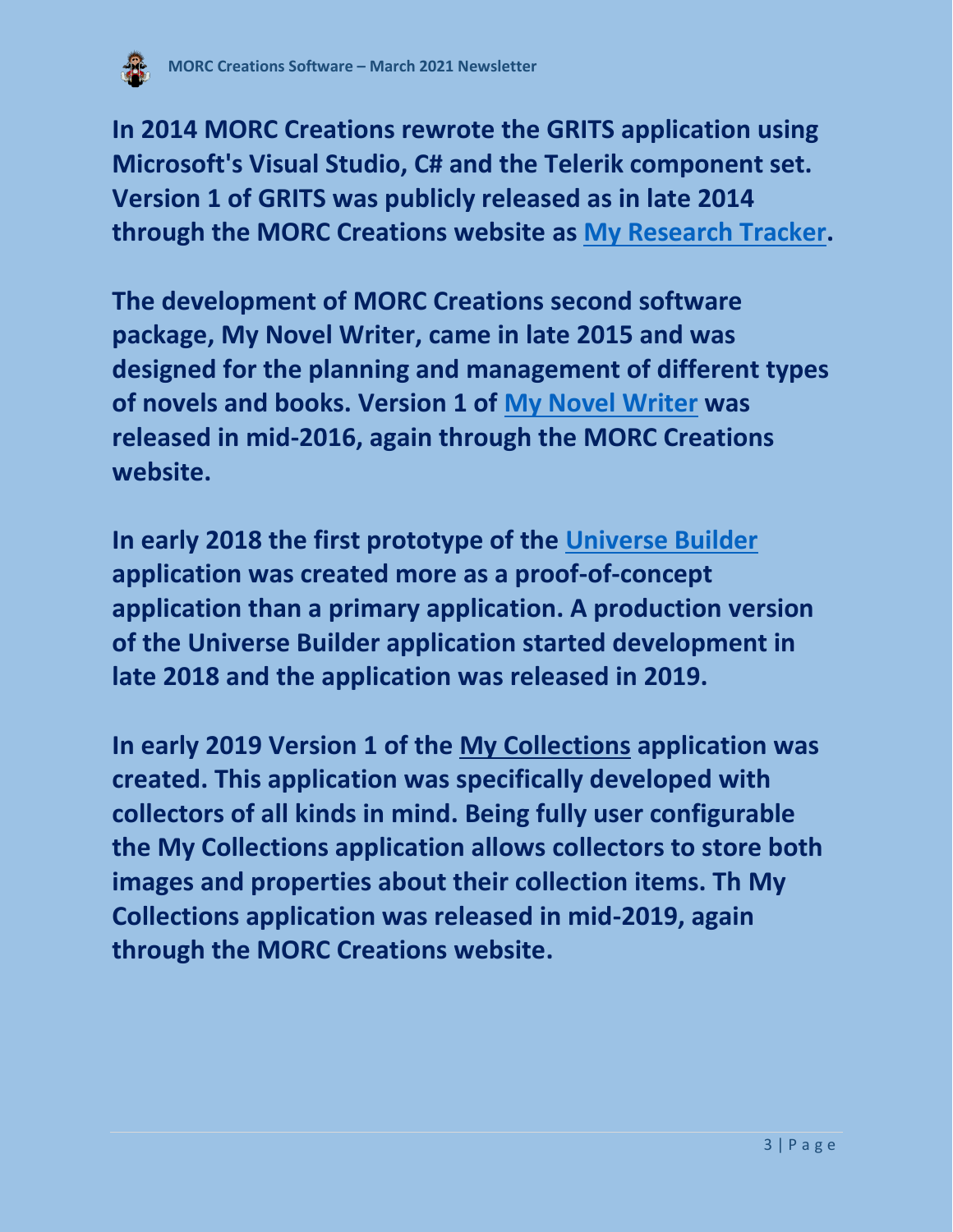**In 2014 MORC Creations rewrote the GRITS application using Microsoft's Visual Studio, C# and the Telerik component set. Version 1 of GRITS was publicly released as in late 2014 through the MORC Creations website as My Research Tracker.**

**The development of MORC Creations second software package, My Novel Writer, came in late 2015 and was designed for the planning and management of different types of novels and books. Version 1 of My Novel Writer was released in mid-2016, again through the MORC Creations website.**

**In early 2018 the first prototype of the Universe Builder application was created more as a proof-of-concept application than a primary application. A production version of the Universe Builder application started development in late 2018 and the application was released in 2019.**

**In early 2019 Version 1 of the My Collections application was created. This application was specifically developed with collectors of all kinds in mind. Being fully user configurable the My Collections application allows collectors to store both images and properties about their collection items. Th My Collections application was released in mid-2019, again through the MORC Creations website.**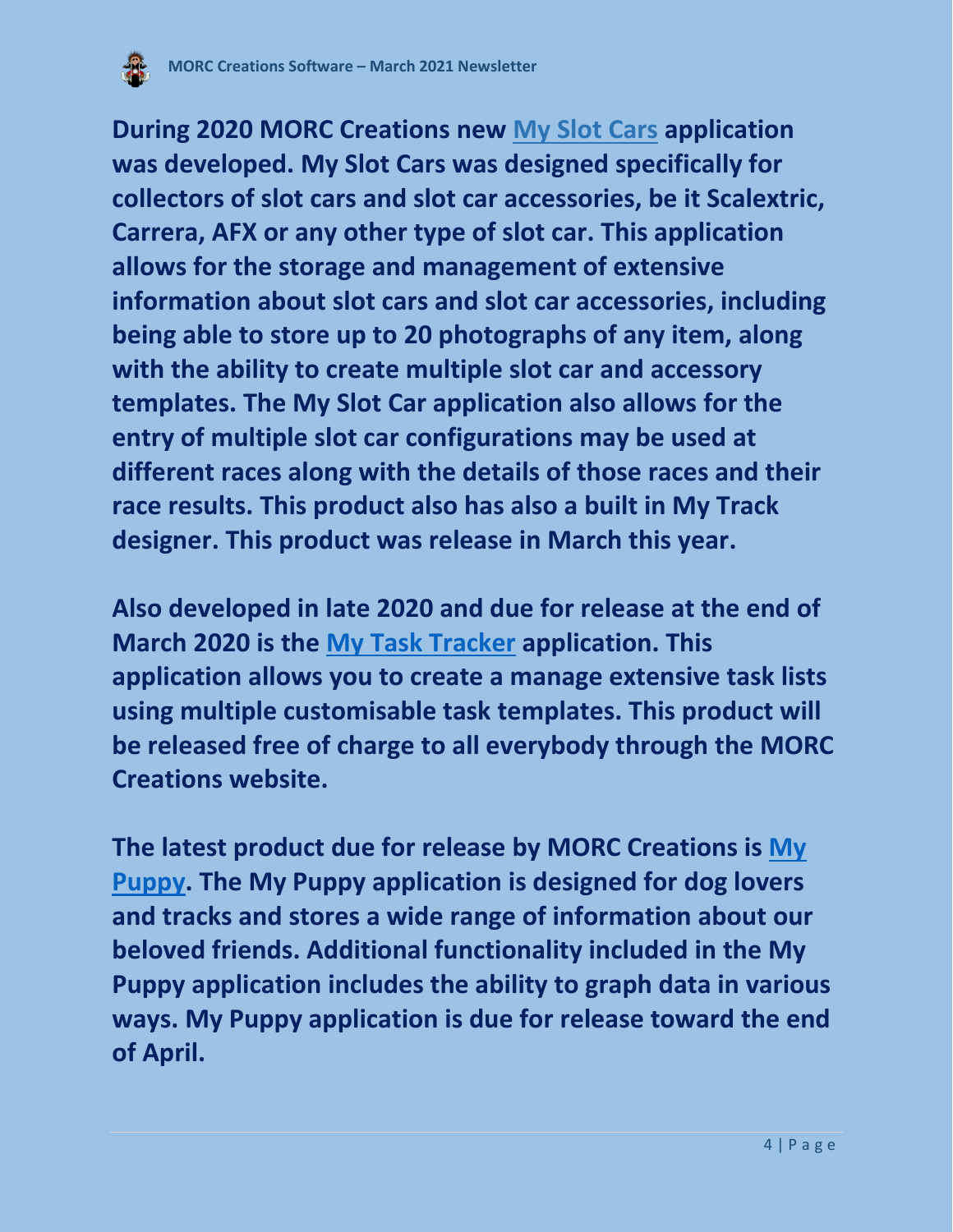**During 2020 MORC Creations new My Slot Cars application was developed. My Slot Cars was designed specifically for collectors of slot cars and slot car accessories, be it Scalextric, Carrera, AFX or any other type of slot car. This application allows for the storage and management of extensive information about slot cars and slot car accessories, including being able to store up to 20 photographs of any item, along with the ability to create multiple slot car and accessory templates. The My Slot Car application also allows for the entry of multiple slot car configurations may be used at different races along with the details of those races and their race results. This product also has also a built in My Track designer. This product was release in March this year.**

**Also developed in late 2020 and due for release at the end of March 2020 is the My Task Tracker application. This application allows you to create a manage extensive task lists using multiple customisable task templates. This product will be released free of charge to all everybody through the MORC Creations website.**

**The latest product due for release by MORC Creations is My Puppy. The My Puppy application is designed for dog lovers and tracks and stores a wide range of information about our beloved friends. Additional functionality included in the My Puppy application includes the ability to graph data in various ways. My Puppy application is due for release toward the end of April.**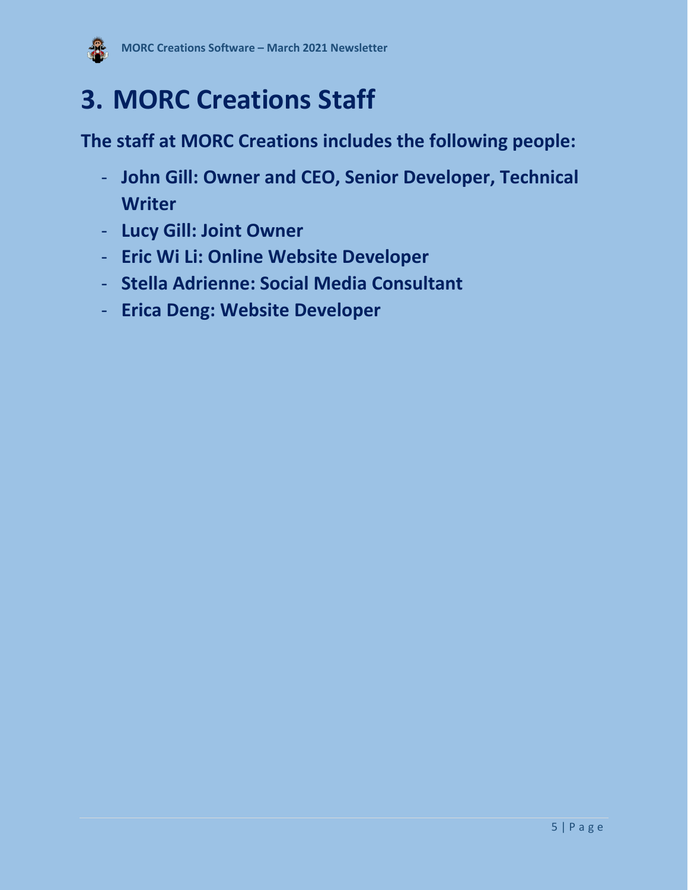# 3. MORC Creations Staff

**The staff at MORC Creations includes the following people:**

- **John Gill: Owner and CEO, Senior Developer, Technical Writer**
- **Lucy Gill: Joint Owner**
- **Eric Wi Li: Online Website Developer**
- **Stella Adrienne: Social Media Consultant**
- **Erica Deng: Website Developer**